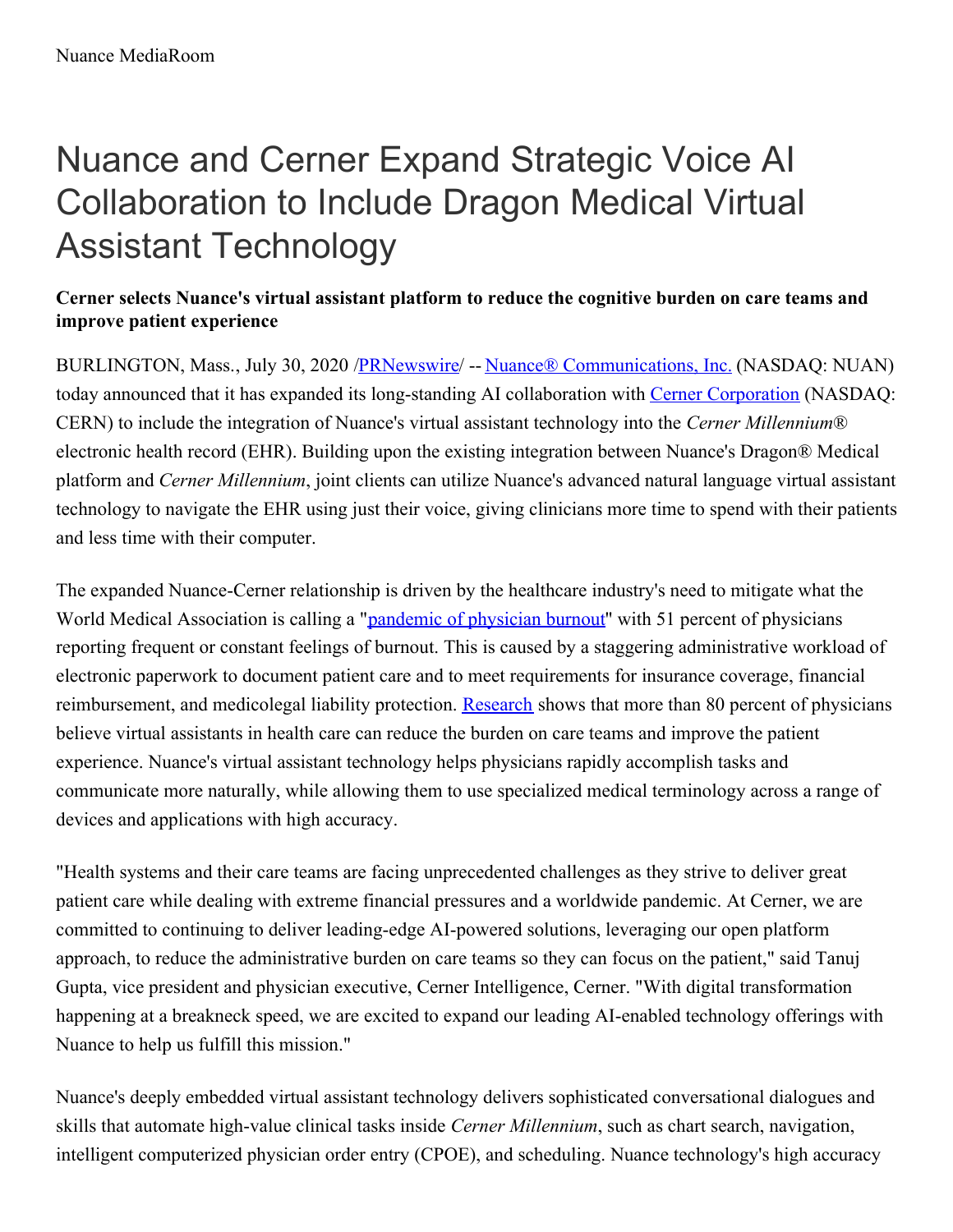Nuance MediaRoom

# Nuance and Cerner Expand Strategic Voice AI Collaboration to Include Dragon Medical Virtual Assistant Technology

**Cerner selects Nuance's virtual assistant platform to reduce the cognitive burden on care teams and improve patient experience**

BURLINGTON, Mass., July 30, 2020 /PRNewswire/ -- Nuance® Communications, Inc. (NASDAQ: NUAN) today announced that it has expanded its long-standing AI collaboration with Cerner Corporation (NASDAQ: CERN) to include the integration of Nuance's virtual assistant technology into the *Cerner Millennium*® electronic health record (EHR). Building upon the existing integration between Nuance's Dragon® Medical platform and *Cerner Millennium*, joint clients can utilize Nuance's advanced natural language virtual assistant technology to navigate the EHR using just their voice, giving clinicians more time to spend with their patients and less time with their computer.

The expanded Nuance-Cerner relationship is driven by the healthcare industry's need to mitigate what the World Medical Association is calling a "pandemic of physician burnout" with 51 percent of physicians reporting frequent or constant feelings of burnout. This is caused by a staggering administrative workload of electronic paperwork to document patient care and to meet requirements for insurance coverage, financial reimbursement, and medicolegal liability protection. Research shows that more than 80 percent of physicians believe virtual assistants in health care can reduce the burden on care teams and improve the patient experience. Nuance's virtual assistant technology helps physicians rapidly accomplish tasks and communicate more naturally, while allowing them to use specialized medical terminology across a range of devices and applications with high accuracy.

"Health systems and their care teams are facing unprecedented challenges as they strive to deliver great patient care while dealing with extreme financial pressures and a worldwide pandemic. At Cerner, we are committed to continuing to deliver leading-edge AI-powered solutions, leveraging our open platform approach, to reduce the administrative burden on care teams so they can focus on the patient," said Tanuj Gupta, vice president and physician executive, Cerner Intelligence, Cerner. "With digital transformation happening at a breakneck speed, we are excited to expand our leading AI-enabled technology offerings with Nuance to help us fulfill this mission."

Nuance's deeply embedded virtual assistant technology delivers sophisticated conversational dialogues and skills that automate high-value clinical tasks inside *Cerner Millennium*, such as chart search, navigation, intelligent computerized physician order entry (CPOE), and scheduling. Nuance technology's high accuracy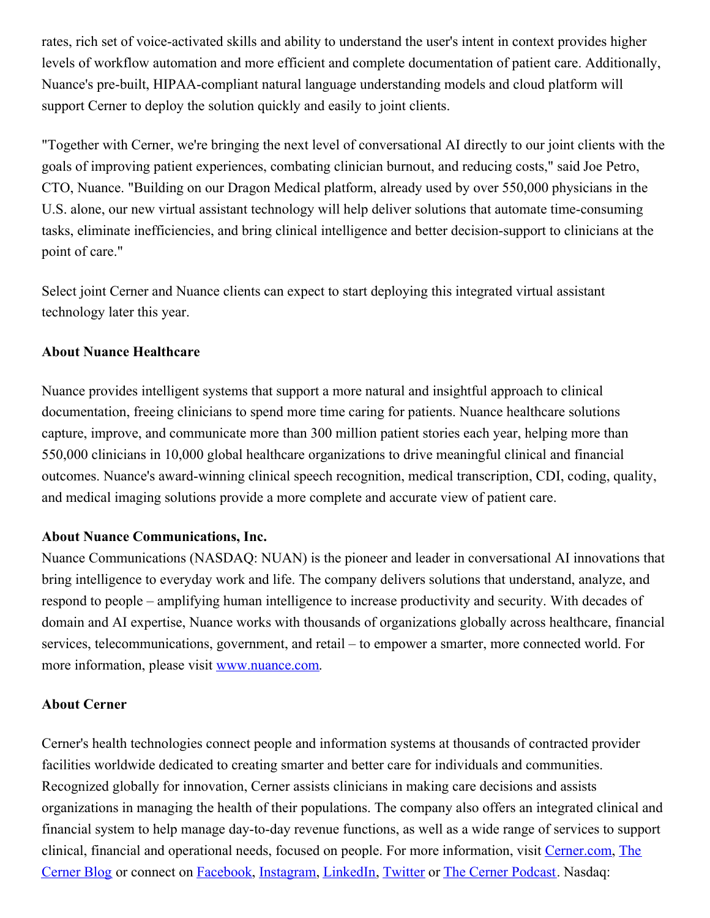rates, rich set of voice-activated skills and ability to understand the user's intent in context provides higher levels of workflow automation and more efficient and complete documentation of patient care. Additionally, Nuance's pre-built, HIPAA-compliant natural language understanding models and cloud platform will support Cerner to deploy the solution quickly and easily to joint clients.

"Together with Cerner, we're bringing the next level of conversational AI directly to our joint clients with the goals of improving patient experiences, combating clinician burnout, and reducing costs," said Joe Petro, CTO, Nuance. "Building on our Dragon Medical platform, already used by over 550,000 physicians in the U.S. alone, our new virtual assistant technology will help deliver solutions that automate time-consuming tasks, eliminate inefficiencies, and bring clinical intelligence and better decision-support to clinicians at the point of care."

Select joint Cerner and Nuance clients can expect to start deploying this integrated virtual assistant technology later this year.

**About Nuance Healthcare**

Nuance provides intelligent systems that support a more natural and insightful approach to clinical documentation, freeing clinicians to spend more time caring for patients. Nuance healthcare solutions capture, improve, and communicate more than 300 million patient stories each year, helping more than 550,000 clinicians in 10,000 global healthcare organizations to drive meaningful clinical and financial outcomes. Nuance's award-winning clinical speech recognition, medical transcription, CDI, coding, quality, and medical imaging solutions provide a more complete and accurate view of patient care.

**About Nuance Communications, Inc.**

Nuance Communications (NASDAQ: NUAN) is the pioneer and leader in conversational AI innovations that bring intelligence to everyday work and life. The company delivers solutions that understand, analyze, and respond to people – amplifying human intelligence to increase productivity and security. With decades of domain and AI expertise, Nuance works with thousands of organizations globally across healthcare, financial services, telecommunications, government, and retail – to empower a smarter, more connected world. For more information, please visit [www.nuance.com](www.nuance.com).

**About Cerner**

Cerner's health technologies connect people and information systems at thousands of contracted provider facilities worldwide dedicated to creating smarter and better care for individuals and communities. Recognized globally for innovation, Cerner assists clinicians in making care decisions and assists organizations in managing the health of their populations. The company also offers an integrated clinical and financial system to help manage day-to-day revenue functions, as well as a wide range of services to support clinical, financial and operational needs, focused on people. For more information, visit Cerner.com, The Cerner Blog or connect on Facebook, Instagram, LinkedIn, Twitter or The Cerner Podcast. Nasdaq: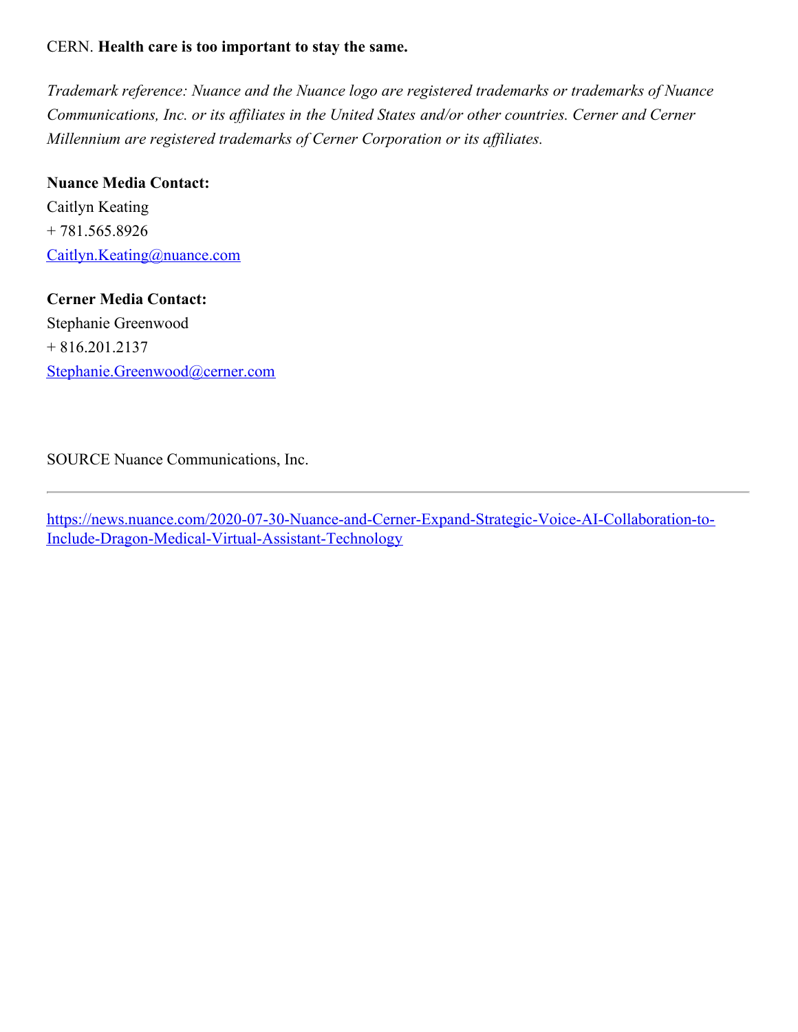CERN. **Health care is too important to stay the same.**

*Trademark reference: Nuance and the Nuance logo are registered trademarks or trademarks of Nuance Communications, Inc. or its affiliates in the United States and/or other countries. Cerner and Cerner Millennium are registered trademarks of Cerner Corporation or its affiliates.*

**Nuance Media Contact:**
Caitlyn Keating
+ 781.565.8926
[Caitlyn.Keating@nuance.com](mailto:Caitlyn.Keating@nuance.com)

**Cerner Media Contact:**
Stephanie Greenwood
+ 816.201.2137
[Stephanie.Greenwood@cerner.com](mailto:Stephanie.Greenwood@cerner.com)

SOURCE Nuance Communications, Inc.

---

[https://news.nuance.com/2020-07-30-Nuance-and-Cerner-Expand-Strategic-Voice-AI-Collaboration-to-Include-Dragon-Medical-Virtual-Assistant-Technology](https://news.nuance.com/2020-07-30-Nuance-and-Cerner-Expand-Strategic-Voice-AI-Collaboration-to-Include-Dragon-Medical-Virtual-Assistant-Technology)